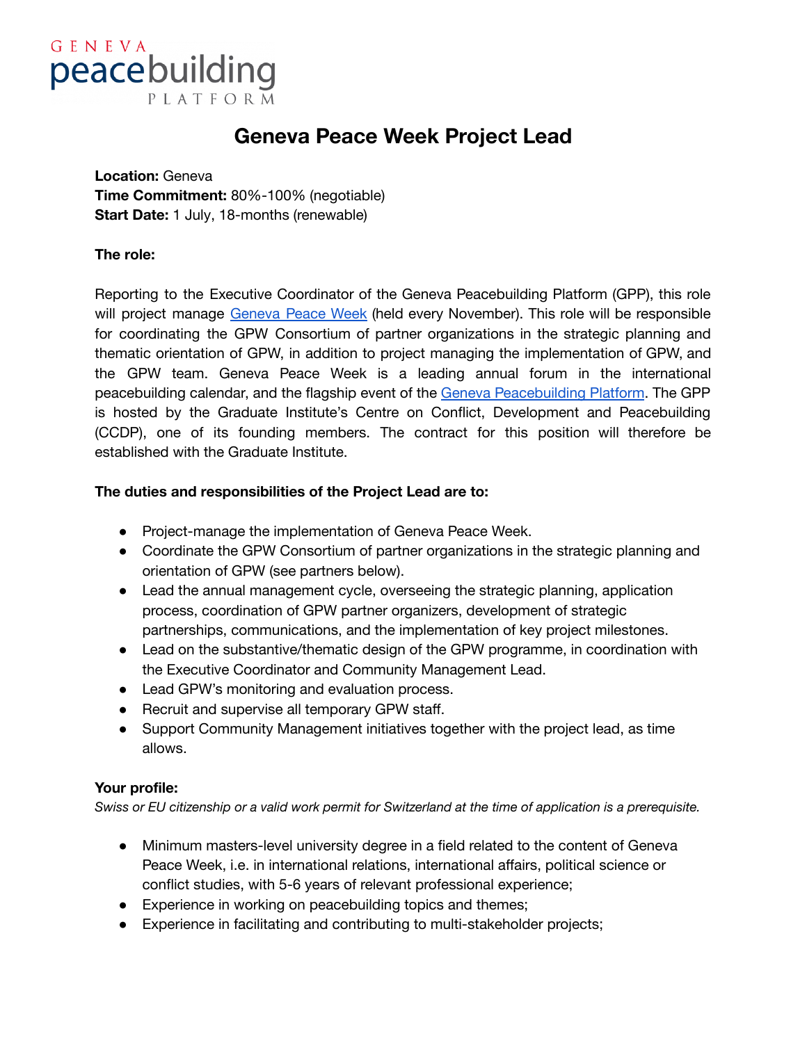GENEVA peacebuilding PLATFORM

# Geneva Peace Week Project Lead

**Location:** Geneva
**Time Commitment:** 80%-100% (negotiable)
**Start Date:** 1 July, 18-months (renewable)

**The role:**

Reporting to the Executive Coordinator of the Geneva Peacebuilding Platform (GPP), this role will project manage Geneva Peace Week (held every November). This role will be responsible for coordinating the GPW Consortium of partner organizations in the strategic planning and thematic orientation of GPW, in addition to project managing the implementation of GPW, and the GPW team. Geneva Peace Week is a leading annual forum in the international peacebuilding calendar, and the flagship event of the Geneva Peacebuilding Platform. The GPP is hosted by the Graduate Institute's Centre on Conflict, Development and Peacebuilding (CCDP), one of its founding members. The contract for this position will therefore be established with the Graduate Institute.

**The duties and responsibilities of the Project Lead are to:**

- Project-manage the implementation of Geneva Peace Week.
- Coordinate the GPW Consortium of partner organizations in the strategic planning and orientation of GPW (see partners below).
- Lead the annual management cycle, overseeing the strategic planning, application process, coordination of GPW partner organizers, development of strategic partnerships, communications, and the implementation of key project milestones.
- Lead on the substantive/thematic design of the GPW programme, in coordination with the Executive Coordinator and Community Management Lead.
- Lead GPW's monitoring and evaluation process.
- Recruit and supervise all temporary GPW staff.
- Support Community Management initiatives together with the project lead, as time allows.

**Your profile:**

*Swiss or EU citizenship or a valid work permit for Switzerland at the time of application is a prerequisite.*

- Minimum masters-level university degree in a field related to the content of Geneva Peace Week, i.e. in international relations, international affairs, political science or conflict studies, with 5-6 years of relevant professional experience;
- Experience in working on peacebuilding topics and themes;
- Experience in facilitating and contributing to multi-stakeholder projects;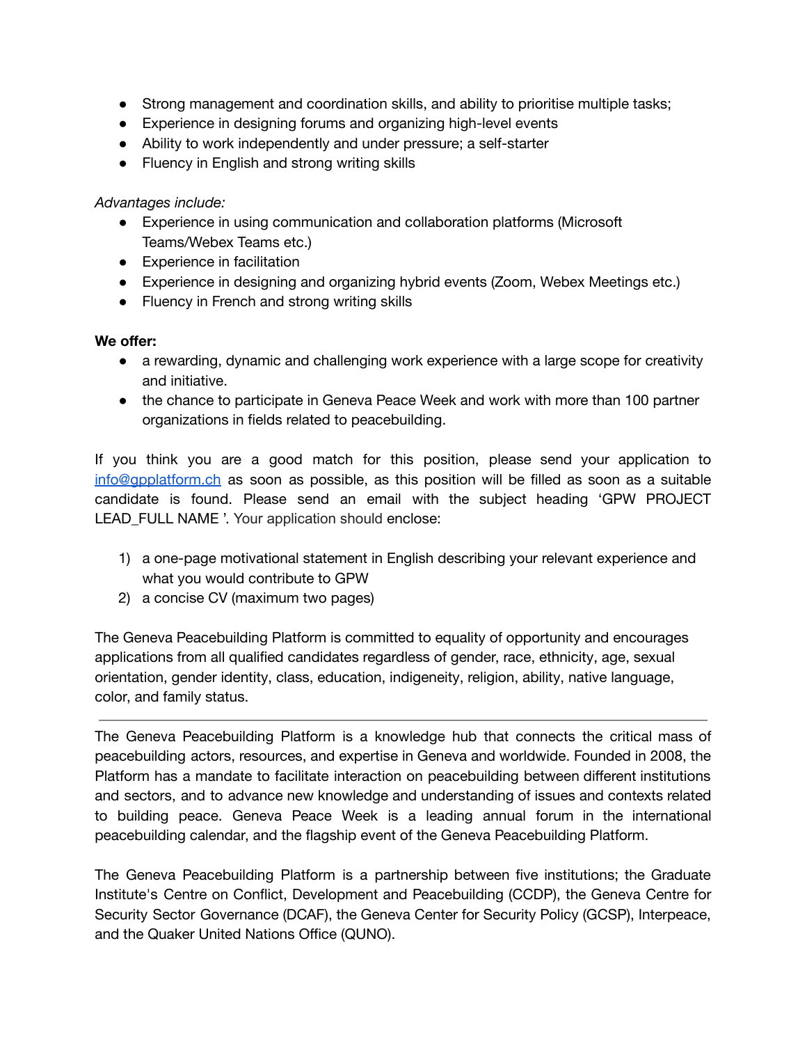- Strong management and coordination skills, and ability to prioritise multiple tasks;
- Experience in designing forums and organizing high-level events
- Ability to work independently and under pressure; a self-starter
- Fluency in English and strong writing skills

*Advantages include:*

- Experience in using communication and collaboration platforms (Microsoft Teams/Webex Teams etc.)
- Experience in facilitation
- Experience in designing and organizing hybrid events (Zoom, Webex Meetings etc.)
- Fluency in French and strong writing skills

**We offer:**

- a rewarding, dynamic and challenging work experience with a large scope for creativity and initiative.
- the chance to participate in Geneva Peace Week and work with more than 100 partner organizations in fields related to peacebuilding.

If you think you are a good match for this position, please send your application to [info@gpplatform.ch](mailto:info@gpplatform.ch) as soon as possible, as this position will be filled as soon as a suitable candidate is found. Please send an email with the subject heading 'GPW PROJECT LEAD_FULL NAME '. Your application should enclose:

1) a one-page motivational statement in English describing your relevant experience and what you would contribute to GPW
2) a concise CV (maximum two pages)

The Geneva Peacebuilding Platform is committed to equality of opportunity and encourages applications from all qualified candidates regardless of gender, race, ethnicity, age, sexual orientation, gender identity, class, education, indigeneity, religion, ability, native language, color, and family status.

---

The Geneva Peacebuilding Platform is a knowledge hub that connects the critical mass of peacebuilding actors, resources, and expertise in Geneva and worldwide. Founded in 2008, the Platform has a mandate to facilitate interaction on peacebuilding between different institutions and sectors, and to advance new knowledge and understanding of issues and contexts related to building peace. Geneva Peace Week is a leading annual forum in the international peacebuilding calendar, and the flagship event of the Geneva Peacebuilding Platform.

The Geneva Peacebuilding Platform is a partnership between five institutions; the Graduate Institute's Centre on Conflict, Development and Peacebuilding (CCDP), the Geneva Centre for Security Sector Governance (DCAF), the Geneva Center for Security Policy (GCSP), Interpeace, and the Quaker United Nations Office (QUNO).